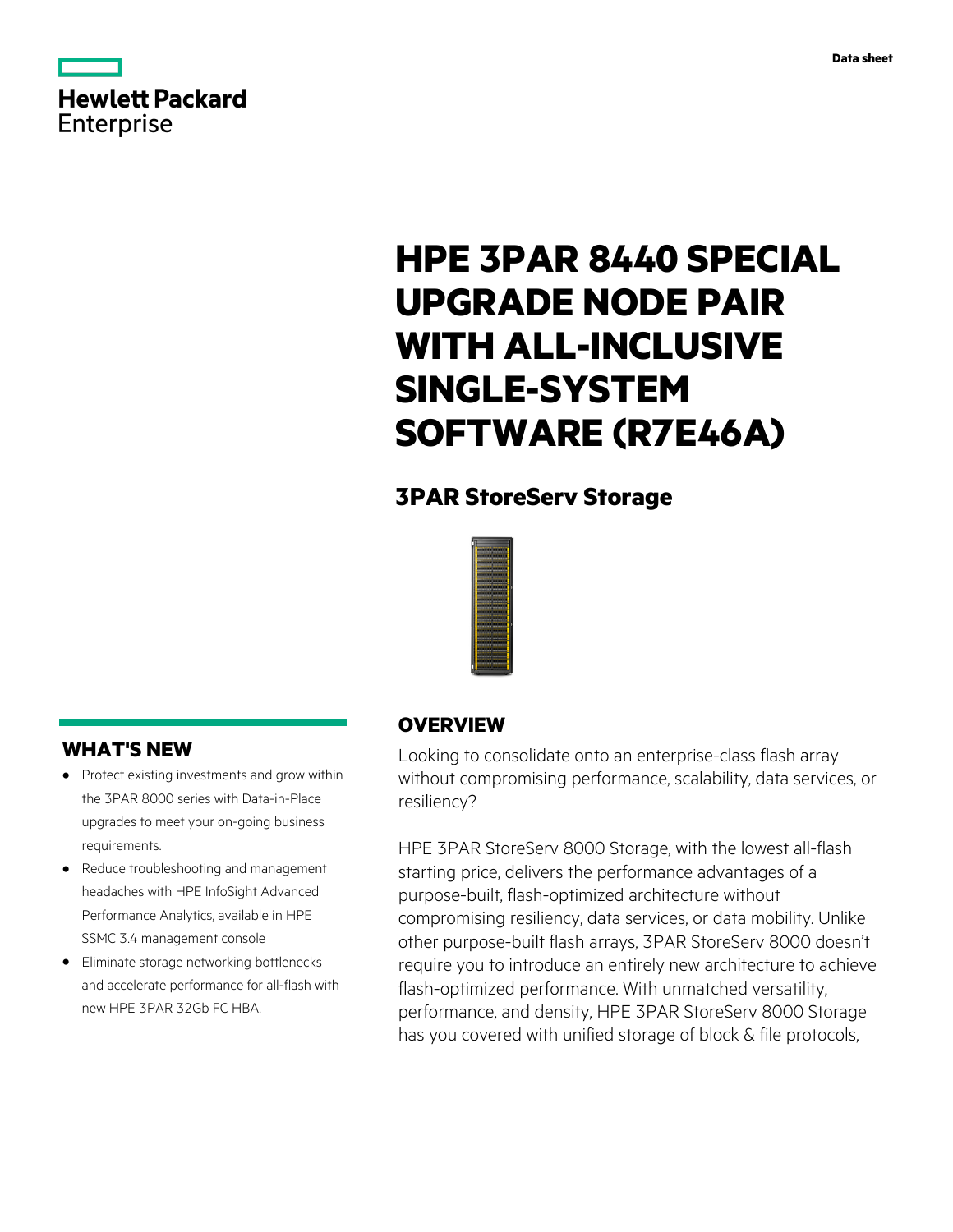Data sheet

# HPE 3PAR 8440 SPECIAL UPGRADE NODE PAIR WITH ALL-INCLUSIVE SINGLE-SYSTEM SOFTWARE (R7E46A)

## 3PAR StoreServ Storage

## OVERVIEW

Looking to consolidate onto an enterprise-class flash array without compromising performance, scalability, data services, or resiliency?

HPE 3PAR StoreServ 8000 Storage, with the lowest all-flash starting price, delivers the performance advantages of a purpose-built, flash-optimized architecture without compromising resiliency, data services, or data mobility. Unlike other purpose-built flash arrays, 3PAR StoreServ 8000 doesn't require you to introduce an entirely new architecture to achieve flash-optimized performance. With unmatched versatility, performance, and density, HPE 3PAR StoreServ 8000 Storage has you covered with unified storage of block & file protocols,

## WHAT'S NEW

- Protect existing investments and grow within the 3PAR 8000 series with Data-in-Place upgrades to meet your on-going business requirements.
- Reduce troubleshooting and management headaches with HPE InfoSight Advanced Performance Analytics, available in HPE SSMC 3.4 management console
- Eliminate storage networking bottlenecks and accelerate performance for all-flash with new HPE 3PAR 32Gb FC HBA.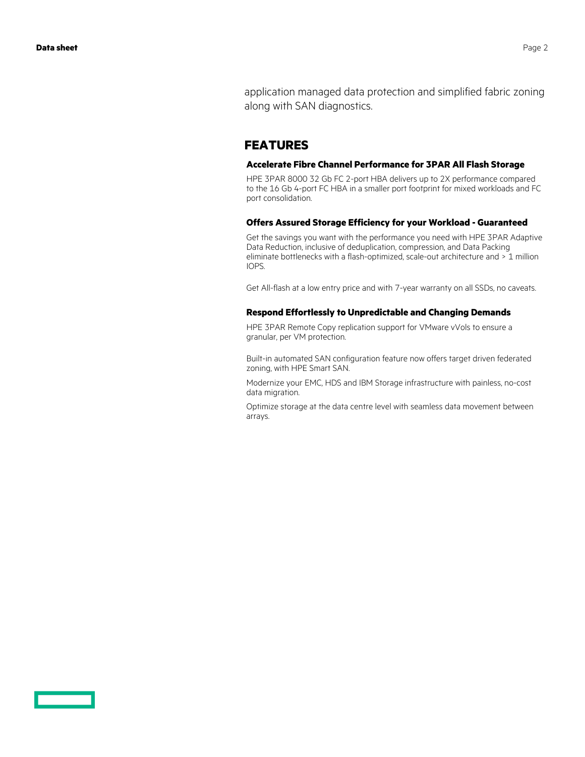application managed data protection and simplified fabric zoning along with SAN diagnostics.

## FEATURES

### Accelerate Fibre Channel Performance for 3PAR All Flash Storage

HPE 3PAR 8000 32 Gb FC 2-port HBA delivers up to 2X performance compared to the 16 Gb 4-port FC HBA in a smaller port footprint for mixed workloads and FC port consolidation.

### Offers Assured Storage Efficiency for your Workload - Guaranteed

Get the savings you want with the performance you need with HPE 3PAR Adaptive Data Reduction, inclusive of deduplication, compression, and Data Packing eliminate bottlenecks with a flash-optimized, scale-out architecture and > 1 million IOPS.

Get All-flash at a low entry price and with 7-year warranty on all SSDs, no caveats.

### Respond Effortlessly to Unpredictable and Changing Demands

HPE 3PAR Remote Copy replication support for VMware vVols to ensure a granular, per VM protection.

Built-in automated SAN configuration feature now offers target driven federated zoning, with HPE Smart SAN.

Modernize your EMC, HDS and IBM Storage infrastructure with painless, no-cost data migration.

Optimize storage at the data centre level with seamless data movement between arrays.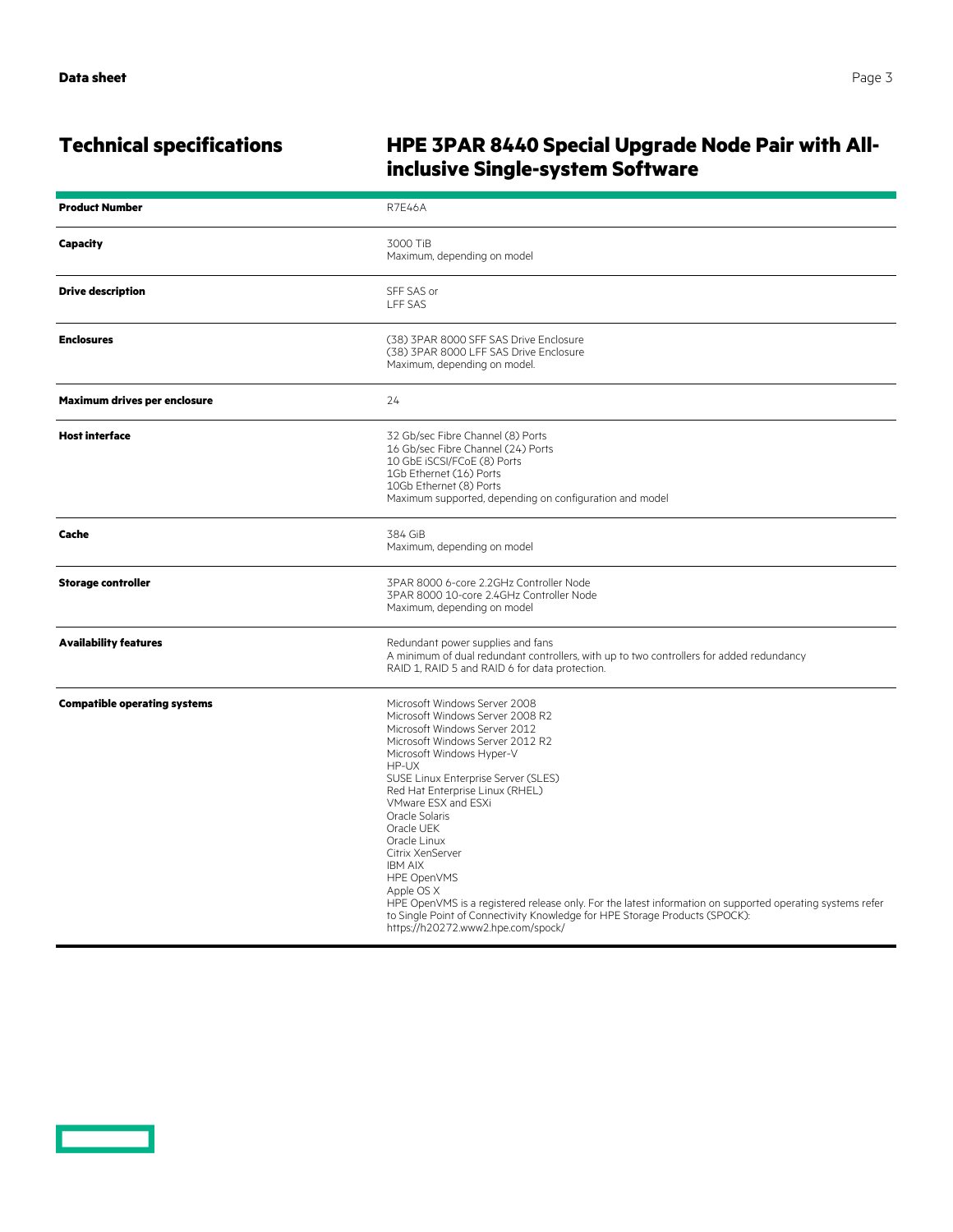## Technical specifications

## HPE 3PAR 8440 Special Upgrade Node Pair with All-inclusive Single-system Software

| | |
|---|---|
| **Product Number** | R7E46A |
| **Capacity** | 3000 TiB<br>Maximum, depending on model |
| **Drive description** | SFF SAS or<br>LFF SAS |
| **Enclosures** | (38) 3PAR 8000 SFF SAS Drive Enclosure<br>(38) 3PAR 8000 LFF SAS Drive Enclosure<br>Maximum, depending on model. |
| **Maximum drives per enclosure** | 24 |
| **Host interface** | 32 Gb/sec Fibre Channel (8) Ports<br>16 Gb/sec Fibre Channel (24) Ports<br>10 GbE iSCSI/FCoE (8) Ports<br>1Gb Ethernet (16) Ports<br>10Gb Ethernet (8) Ports<br>Maximum supported, depending on configuration and model |
| **Cache** | 384 GiB<br>Maximum, depending on model |
| **Storage controller** | 3PAR 8000 6-core 2.2GHz Controller Node<br>3PAR 8000 10-core 2.4GHz Controller Node<br>Maximum, depending on model |
| **Availability features** | Redundant power supplies and fans<br>A minimum of dual redundant controllers, with up to two controllers for added redundancy<br>RAID 1, RAID 5 and RAID 6 for data protection. |
| **Compatible operating systems** | Microsoft Windows Server 2008<br>Microsoft Windows Server 2008 R2<br>Microsoft Windows Server 2012<br>Microsoft Windows Server 2012 R2<br>Microsoft Windows Hyper-V<br>HP-UX<br>SUSE Linux Enterprise Server (SLES)<br>Red Hat Enterprise Linux (RHEL)<br>VMware ESX and ESXi<br>Oracle Solaris<br>Oracle UEK<br>Oracle Linux<br>Citrix XenServer<br>IBM AIX<br>HPE OpenVMS<br>Apple OS X<br>HPE OpenVMS is a registered release only. For the latest information on supported operating systems refer to Single Point of Connectivity Knowledge for HPE Storage Products (SPOCK): https://h20272.www2.hpe.com/spock/ |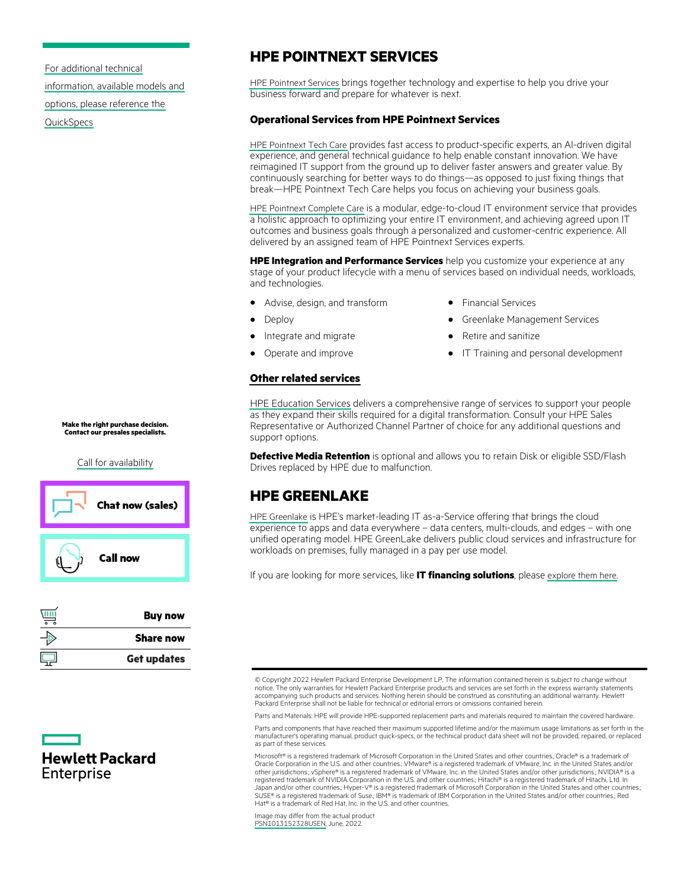For additional technical information, available models and options, please reference the QuickSpecs

## HPE POINTNEXT SERVICES

HPE Pointnext Services brings together technology and expertise to help you drive your business forward and prepare for whatever is next.

### Operational Services from HPE Pointnext Services

HPE Pointnext Tech Care provides fast access to product-specific experts, an AI-driven digital experience, and general technical guidance to help enable constant innovation. We have reimagined IT support from the ground up to deliver faster answers and greater value. By continuously searching for better ways to do things—as opposed to just fixing things that break—HPE Pointnext Tech Care helps you focus on achieving your business goals.

HPE Pointnext Complete Care is a modular, edge-to-cloud IT environment service that provides a holistic approach to optimizing your entire IT environment, and achieving agreed upon IT outcomes and business goals through a personalized and customer-centric experience. All delivered by an assigned team of HPE Pointnext Services experts.

**HPE Integration and Performance Services** help you customize your experience at any stage of your product lifecycle with a menu of services based on individual needs, workloads, and technologies.

- Advise, design, and transform
- Deploy
- Integrate and migrate
- Operate and improve
- Financial Services
- Greenlake Management Services
- Retire and sanitize
- IT Training and personal development

### Other related services

HPE Education Services delivers a comprehensive range of services to support your people as they expand their skills required for a digital transformation. Consult your HPE Sales Representative or Authorized Channel Partner of choice for any additional questions and support options.

**Defective Media Retention** is optional and allows you to retain Disk or eligible SSD/Flash Drives replaced by HPE due to malfunction.

## HPE GREENLAKE

HPE Greenlake is HPE's market-leading IT as-a-Service offering that brings the cloud experience to apps and data everywhere – data centers, multi-clouds, and edges – with one unified operating model. HPE GreenLake delivers public cloud services and infrastructure for workloads on premises, fully managed in a pay per use model.

If you are looking for more services, like **IT financing solutions**, please explore them here.

**Make the right purchase decision. Contact our presales specialists.**

Call for availability

Chat now (sales)

Call now

Buy now

Share now

Get updates

© Copyright 2022 Hewlett Packard Enterprise Development LP. The information contained herein is subject to change without notice. The only warranties for Hewlett Packard Enterprise products and services are set forth in the express warranty statements accompanying such products and services. Nothing herein should be construed as constituting an additional warranty. Hewlett Packard Enterprise shall not be liable for technical or editorial errors or omissions contained herein.

Parts and Materials: HPE will provide HPE-supported replacement parts and materials required to maintain the covered hardware.

Parts and components that have reached their maximum supported lifetime and/or the maximum usage limitations as set forth in the manufacturer's operating manual, product quick-specs, or the technical product data sheet will not be provided, repaired, or replaced as part of these services.

Microsoft® is a registered trademark of Microsoft Corporation in the United States and other countries.; Oracle® is a trademark of Oracle Corporation in the U.S. and other countries.; VMware® is a registered trademark of VMware, Inc. in the United States and/or other jurisdictions.; vSphere® is a registered trademark of VMware, Inc. in the United States and/or other jurisdictions.; NVIDIA® is a registered trademark of NVIDIA Corporation in the U.S. and other countries.; Hitachi® is a registered trademark of Hitachi, Ltd. In Japan and/or other countries.; Hyper-V® is a registered trademark of Microsoft Corporation in the United States and other countries.; SUSE® is a registered trademark of Suse.; IBM® is trademark of IBM Corporation in the United States and/or other countries.; Red Hat® is a trademark of Red Hat, Inc. in the U.S. and other countries.

Image may differ from the actual product
PSN1013152328USEN, June, 2022.

**Hewlett Packard**
Enterprise